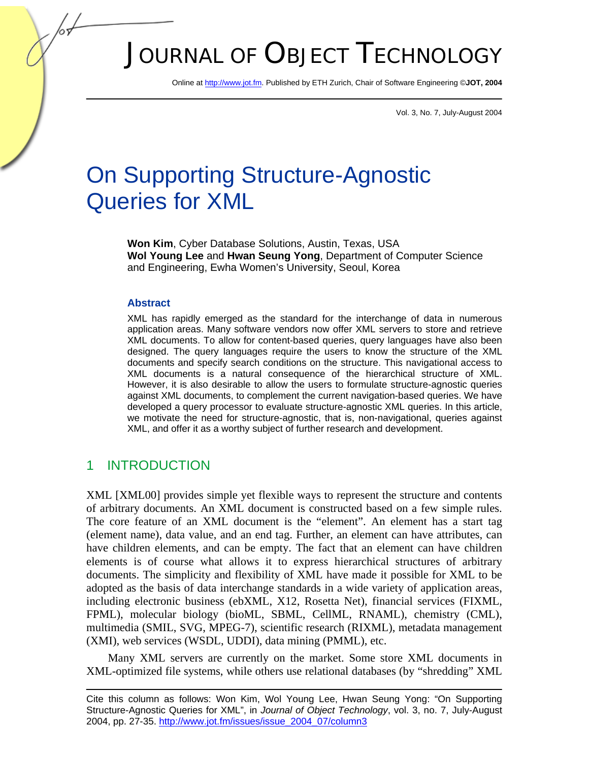# JOURNAL OF OBJECT TECHNOLOGY

Online at http://www.jot.fm. Published by ETH Zurich, Chair of Software Engineering ©**JOT, 2004**

Vol. 3, No. 7, July-August 2004

# On Supporting Structure-Agnostic Queries for XML

**Won Kim**, Cyber Database Solutions, Austin, Texas, USA
**Wol Young Lee** and **Hwan Seung Yong**, Department of Computer Science and Engineering, Ewha Women's University, Seoul, Korea

### Abstract

XML has rapidly emerged as the standard for the interchange of data in numerous application areas. Many software vendors now offer XML servers to store and retrieve XML documents. To allow for content-based queries, query languages have also been designed. The query languages require the users to know the structure of the XML documents and specify search conditions on the structure. This navigational access to XML documents is a natural consequence of the hierarchical structure of XML. However, it is also desirable to allow the users to formulate structure-agnostic queries against XML documents, to complement the current navigation-based queries. We have developed a query processor to evaluate structure-agnostic XML queries. In this article, we motivate the need for structure-agnostic, that is, non-navigational, queries against XML, and offer it as a worthy subject of further research and development.

## 1 INTRODUCTION

XML [XML00] provides simple yet flexible ways to represent the structure and contents of arbitrary documents. An XML document is constructed based on a few simple rules. The core feature of an XML document is the "element". An element has a start tag (element name), data value, and an end tag. Further, an element can have attributes, can have children elements, and can be empty. The fact that an element can have children elements is of course what allows it to express hierarchical structures of arbitrary documents. The simplicity and flexibility of XML have made it possible for XML to be adopted as the basis of data interchange standards in a wide variety of application areas, including electronic business (ebXML, X12, Rosetta Net), financial services (FIXML, FPML), molecular biology (bioML, SBML, CellML, RNAML), chemistry (CML), multimedia (SMIL, SVG, MPEG-7), scientific research (RIXML), metadata management (XMI), web services (WSDL, UDDI), data mining (PMML), etc.

Many XML servers are currently on the market. Some store XML documents in XML-optimized file systems, while others use relational databases (by "shredding" XML

Cite this column as follows: Won Kim, Wol Young Lee, Hwan Seung Yong: "On Supporting Structure-Agnostic Queries for XML", in *Journal of Object Technology*, vol. 3, no. 7, July-August 2004, pp. 27-35. http://www.jot.fm/issues/issue_2004_07/column3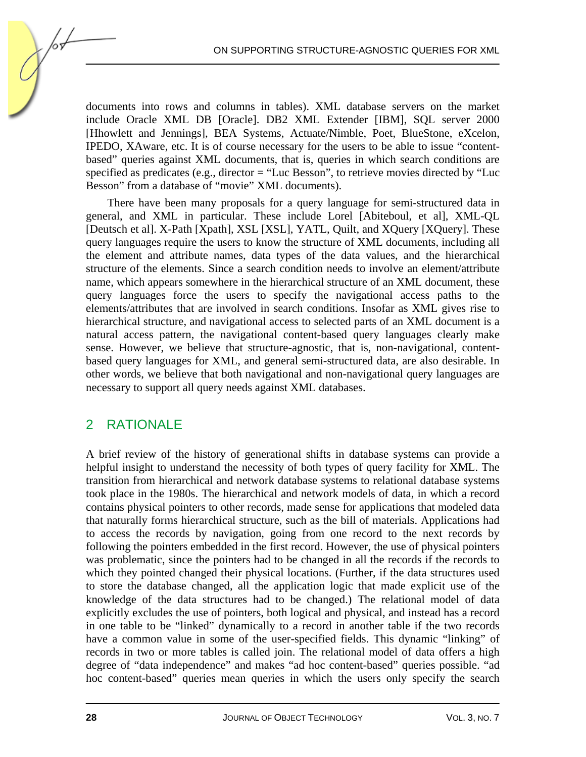documents into rows and columns in tables). XML database servers on the market include Oracle XML DB [Oracle]. DB2 XML Extender [IBM], SQL server 2000 [Hhowlett and Jennings], BEA Systems, Actuate/Nimble, Poet, BlueStone, eXcelon, IPEDO, XAware, etc. It is of course necessary for the users to be able to issue "content-based" queries against XML documents, that is, queries in which search conditions are specified as predicates (e.g., director = "Luc Besson", to retrieve movies directed by "Luc Besson" from a database of "movie" XML documents).

There have been many proposals for a query language for semi-structured data in general, and XML in particular. These include Lorel [Abiteboul, et al], XML-QL [Deutsch et al]. X-Path [Xpath], XSL [XSL], YATL, Quilt, and XQuery [XQuery]. These query languages require the users to know the structure of XML documents, including all the element and attribute names, data types of the data values, and the hierarchical structure of the elements. Since a search condition needs to involve an element/attribute name, which appears somewhere in the hierarchical structure of an XML document, these query languages force the users to specify the navigational access paths to the elements/attributes that are involved in search conditions. Insofar as XML gives rise to hierarchical structure, and navigational access to selected parts of an XML document is a natural access pattern, the navigational content-based query languages clearly make sense. However, we believe that structure-agnostic, that is, non-navigational, content-based query languages for XML, and general semi-structured data, are also desirable. In other words, we believe that both navigational and non-navigational query languages are necessary to support all query needs against XML databases.

## 2 RATIONALE

A brief review of the history of generational shifts in database systems can provide a helpful insight to understand the necessity of both types of query facility for XML. The transition from hierarchical and network database systems to relational database systems took place in the 1980s. The hierarchical and network models of data, in which a record contains physical pointers to other records, made sense for applications that modeled data that naturally forms hierarchical structure, such as the bill of materials. Applications had to access the records by navigation, going from one record to the next records by following the pointers embedded in the first record. However, the use of physical pointers was problematic, since the pointers had to be changed in all the records if the records to which they pointed changed their physical locations. (Further, if the data structures used to store the database changed, all the application logic that made explicit use of the knowledge of the data structures had to be changed.) The relational model of data explicitly excludes the use of pointers, both logical and physical, and instead has a record in one table to be "linked" dynamically to a record in another table if the two records have a common value in some of the user-specified fields. This dynamic "linking" of records in two or more tables is called join. The relational model of data offers a high degree of "data independence" and makes "ad hoc content-based" queries possible. "ad hoc content-based" queries mean queries in which the users only specify the search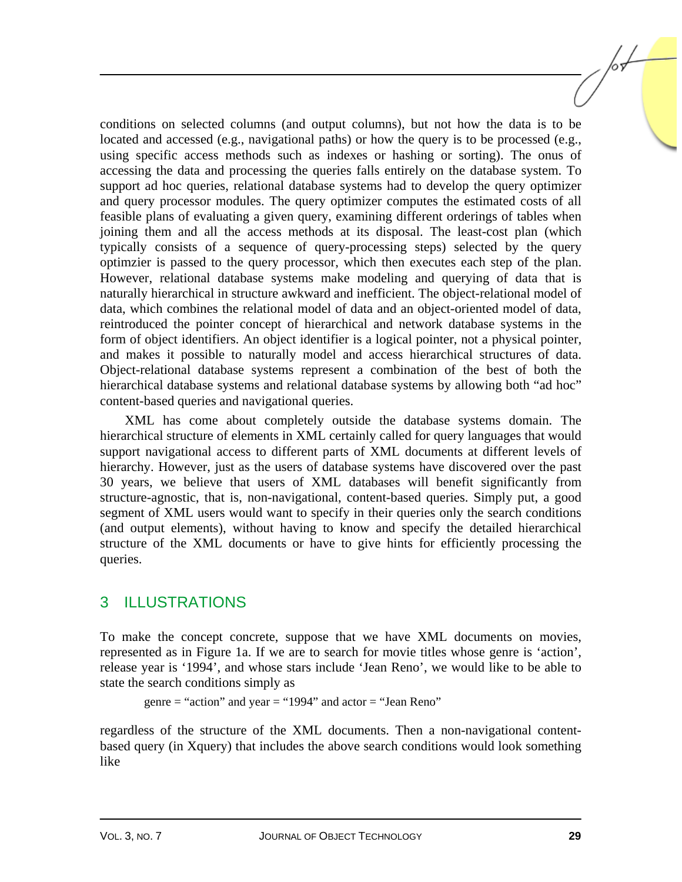conditions on selected columns (and output columns), but not how the data is to be located and accessed (e.g., navigational paths) or how the query is to be processed (e.g., using specific access methods such as indexes or hashing or sorting). The onus of accessing the data and processing the queries falls entirely on the database system. To support ad hoc queries, relational database systems had to develop the query optimizer and query processor modules. The query optimizer computes the estimated costs of all feasible plans of evaluating a given query, examining different orderings of tables when joining them and all the access methods at its disposal. The least-cost plan (which typically consists of a sequence of query-processing steps) selected by the query optimzier is passed to the query processor, which then executes each step of the plan. However, relational database systems make modeling and querying of data that is naturally hierarchical in structure awkward and inefficient. The object-relational model of data, which combines the relational model of data and an object-oriented model of data, reintroduced the pointer concept of hierarchical and network database systems in the form of object identifiers. An object identifier is a logical pointer, not a physical pointer, and makes it possible to naturally model and access hierarchical structures of data. Object-relational database systems represent a combination of the best of both the hierarchical database systems and relational database systems by allowing both "ad hoc" content-based queries and navigational queries.

XML has come about completely outside the database systems domain. The hierarchical structure of elements in XML certainly called for query languages that would support navigational access to different parts of XML documents at different levels of hierarchy. However, just as the users of database systems have discovered over the past 30 years, we believe that users of XML databases will benefit significantly from structure-agnostic, that is, non-navigational, content-based queries. Simply put, a good segment of XML users would want to specify in their queries only the search conditions (and output elements), without having to know and specify the detailed hierarchical structure of the XML documents or have to give hints for efficiently processing the queries.

## 3 ILLUSTRATIONS

To make the concept concrete, suppose that we have XML documents on movies, represented as in Figure 1a. If we are to search for movie titles whose genre is 'action', release year is '1994', and whose stars include 'Jean Reno', we would like to be able to state the search conditions simply as

```
genre = "action" and year = "1994" and actor = "Jean Reno"
```

regardless of the structure of the XML documents. Then a non-navigational content-based query (in Xquery) that includes the above search conditions would look something like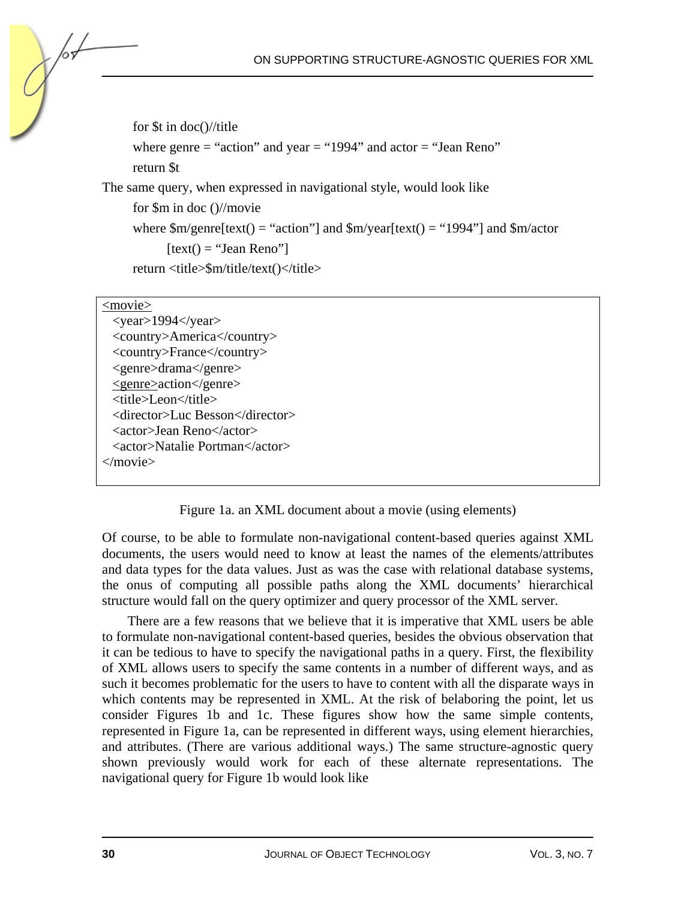```
for $t in doc()//title
where genre = “action” and year = “1994” and actor = “Jean Reno”
return $t
```

The same query, when expressed in navigational style, would look like

```
for $m in doc ()//movie
where $m/genre[text() = “action”] and $m/year[text() = “1994”] and $m/actor
      [text() = “Jean Reno”]
return <title>$m/title/text()</title>
```

```
<movie>
  <year>1994</year>
  <country>America</country>
  <country>France</country>
  <genre>drama</genre>
  <genre>action</genre>
  <title>Leon</title>
  <director>Luc Besson</director>
  <actor>Jean Reno</actor>
  <actor>Natalie Portman</actor>
</movie>
```

Figure 1a. an XML document about a movie (using elements)

Of course, to be able to formulate non-navigational content-based queries against XML documents, the users would need to know at least the names of the elements/attributes and data types for the data values. Just as was the case with relational database systems, the onus of computing all possible paths along the XML documents' hierarchical structure would fall on the query optimizer and query processor of the XML server.

There are a few reasons that we believe that it is imperative that XML users be able to formulate non-navigational content-based queries, besides the obvious observation that it can be tedious to have to specify the navigational paths in a query. First, the flexibility of XML allows users to specify the same contents in a number of different ways, and as such it becomes problematic for the users to have to content with all the disparate ways in which contents may be represented in XML. At the risk of belaboring the point, let us consider Figures 1b and 1c. These figures show how the same simple contents, represented in Figure 1a, can be represented in different ways, using element hierarchies, and attributes. (There are various additional ways.) The same structure-agnostic query shown previously would work for each of these alternate representations. The navigational query for Figure 1b would look like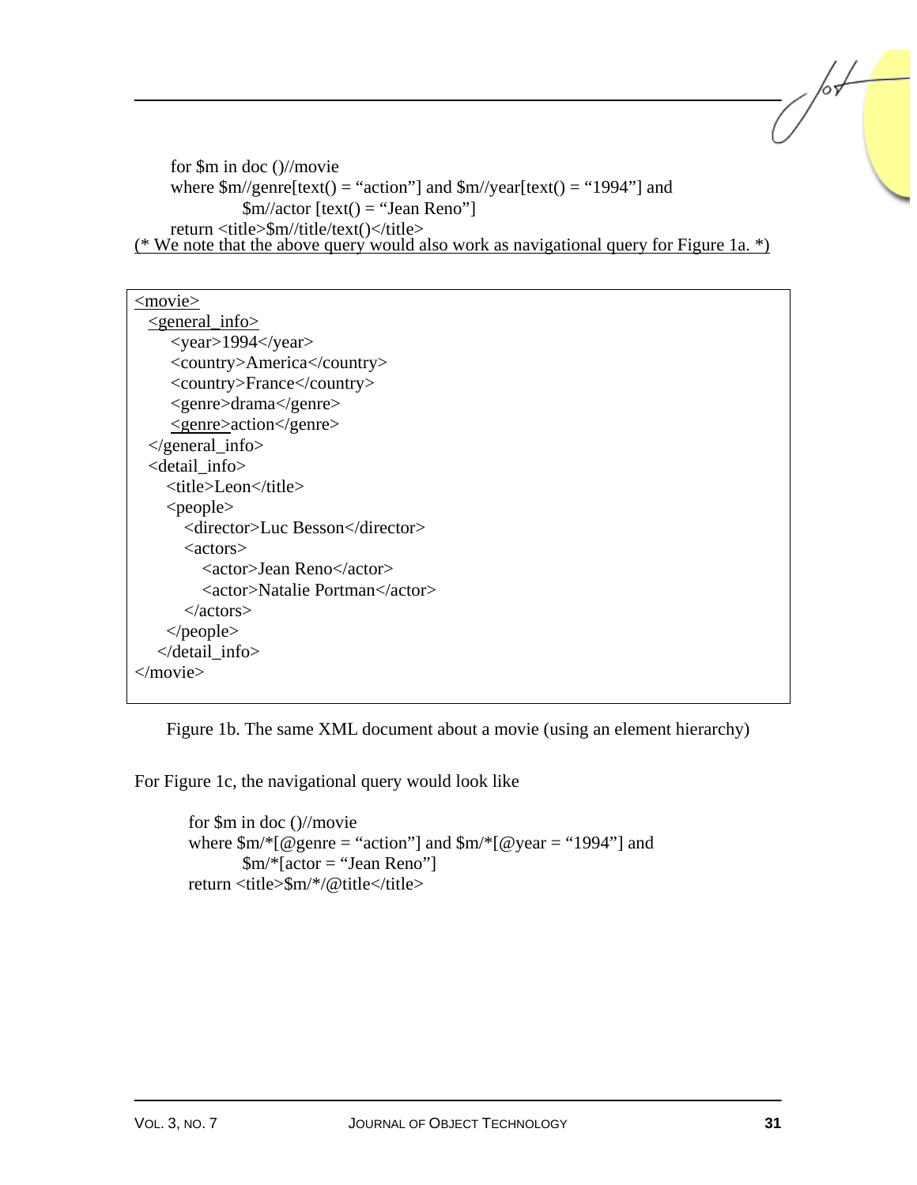```
for $m in doc ()//movie
where $m//genre[text() = "action"] and $m//year[text() = "1994"] and
        $m//actor [text() = "Jean Reno"]
return <title>$m//title/text()</title>
```

(* We note that the above query would also work as navigational query for Figure 1a. *)

```
<movie>
  <general_info>
     <year>1994</year>
     <country>America</country>
     <country>France</country>
     <genre>drama</genre>
     <genre>action</genre>
  </general_info>
  <detail_info>
    <title>Leon</title>
    <people>
      <director>Luc Besson</director>
      <actors>
        <actor>Jean Reno</actor>
        <actor>Natalie Portman</actor>
      </actors>
    </people>
   </detail_info>
</movie>
```

Figure 1b. The same XML document about a movie (using an element hierarchy)

For Figure 1c, the navigational query would look like

```
for $m in doc ()//movie
where $m/*[@genre = "action"] and $m/*[@year = "1994"] and
        $m/*[actor = "Jean Reno"]
return <title>$m/*/@title</title>
```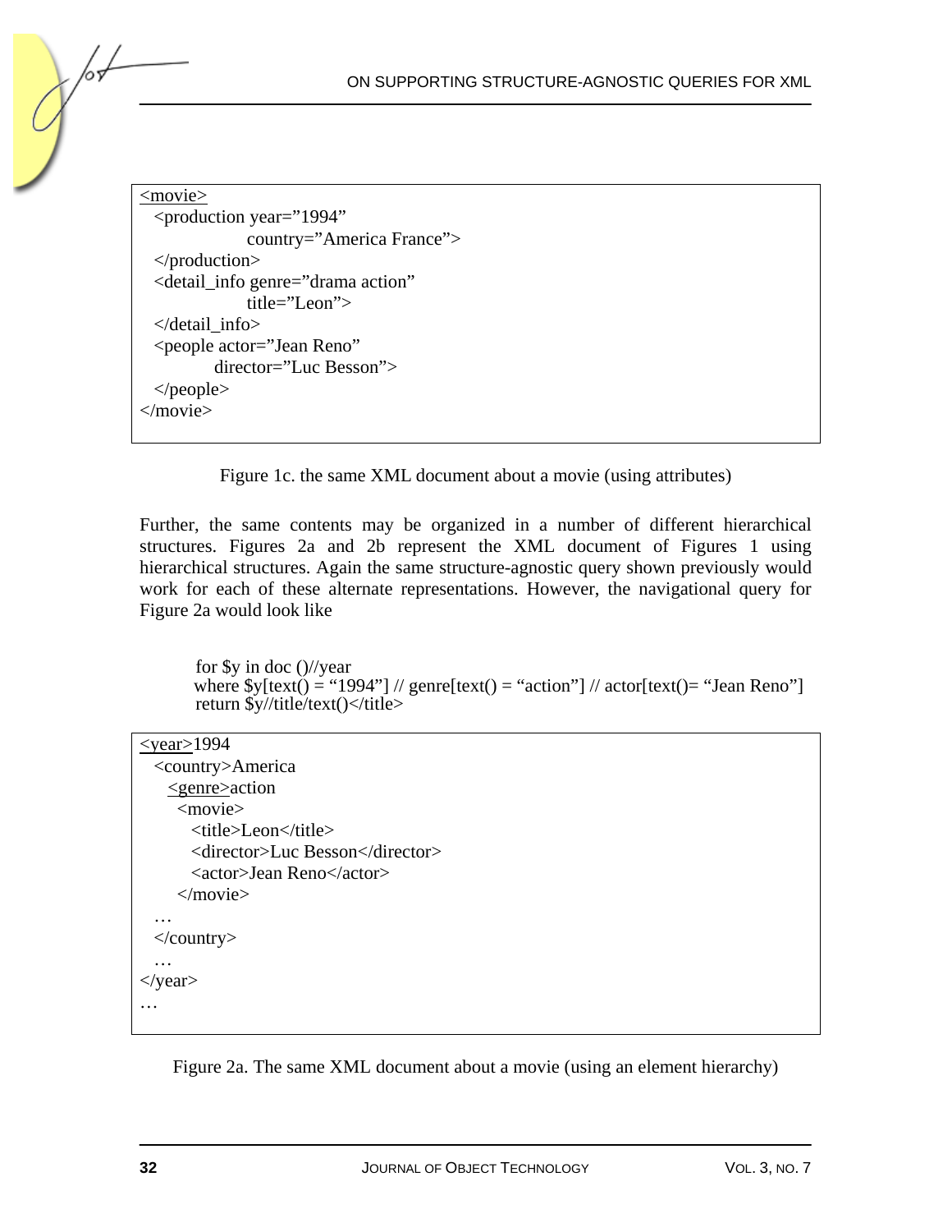```
<movie>
  <production year="1994"
              country="America France">
  </production>
  <detail_info genre="drama action"
              title="Leon">
  </detail_info>
  <people actor="Jean Reno"
          director="Luc Besson">
  </people>
</movie>
```

Figure 1c. the same XML document about a movie (using attributes)

Further, the same contents may be organized in a number of different hierarchical structures. Figures 2a and 2b represent the XML document of Figures 1 using hierarchical structures. Again the same structure-agnostic query shown previously would work for each of these alternate representations. However, the navigational query for Figure 2a would look like

```
for $y in doc ()//year
where $y[text() = "1994"] // genre[text() = "action"] // actor[text()= "Jean Reno"]
return $y//title/text()</title>
```

```
<year>1994
  <country>America
    <genre>action
      <movie>
        <title>Leon</title>
        <director>Luc Besson</director>
        <actor>Jean Reno</actor>
      </movie>
  …
  </country>
  …
</year>
…
```

Figure 2a. The same XML document about a movie (using an element hierarchy)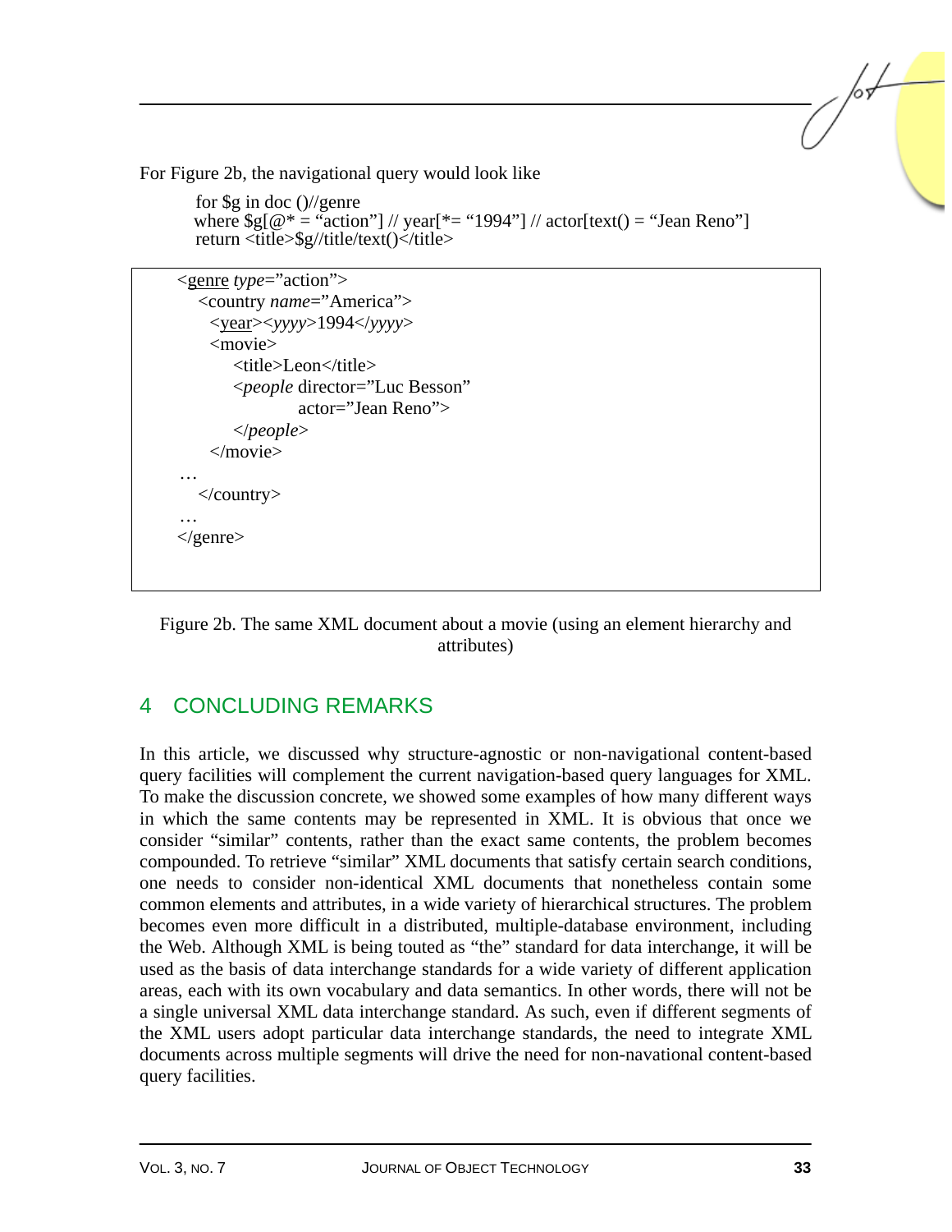For Figure 2b, the navigational query would look like

```
for $g in doc ()//genre
where $g[@* = "action"] // year[*= "1994"] // actor[text() = "Jean Reno"]
return <title>$g//title/text()</title>
```

```
<genre type="action">
  <country name="America">
    <year><yyyy>1994</yyyy>
    <movie>
        <title>Leon</title>
        <people director="Luc Besson"
                actor="Jean Reno">
        </people>
    </movie>
…
  </country>
…
</genre>
```

Figure 2b. The same XML document about a movie (using an element hierarchy and attributes)

## 4 CONCLUDING REMARKS

In this article, we discussed why structure-agnostic or non-navigational content-based query facilities will complement the current navigation-based query languages for XML. To make the discussion concrete, we showed some examples of how many different ways in which the same contents may be represented in XML. It is obvious that once we consider "similar" contents, rather than the exact same contents, the problem becomes compounded. To retrieve "similar" XML documents that satisfy certain search conditions, one needs to consider non-identical XML documents that nonetheless contain some common elements and attributes, in a wide variety of hierarchical structures. The problem becomes even more difficult in a distributed, multiple-database environment, including the Web. Although XML is being touted as "the" standard for data interchange, it will be used as the basis of data interchange standards for a wide variety of different application areas, each with its own vocabulary and data semantics. In other words, there will not be a single universal XML data interchange standard. As such, even if different segments of the XML users adopt particular data interchange standards, the need to integrate XML documents across multiple segments will drive the need for non-navational content-based query facilities.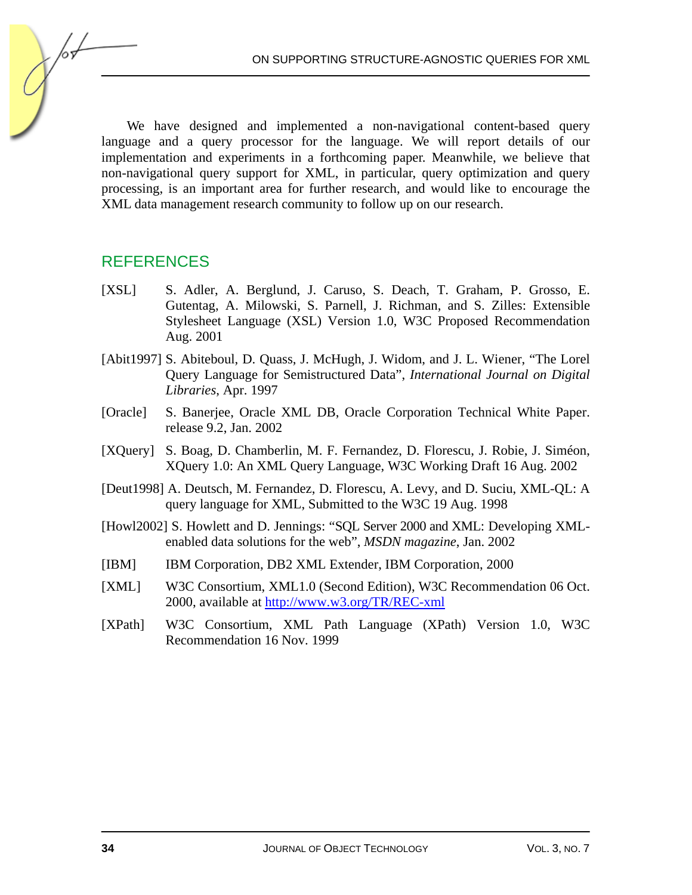We have designed and implemented a non-navigational content-based query language and a query processor for the language. We will report details of our implementation and experiments in a forthcoming paper. Meanwhile, we believe that non-navigational query support for XML, in particular, query optimization and query processing, is an important area for further research, and would like to encourage the XML data management research community to follow up on our research.

## REFERENCES

[XSL] S. Adler, A. Berglund, J. Caruso, S. Deach, T. Graham, P. Grosso, E. Gutentag, A. Milowski, S. Parnell, J. Richman, and S. Zilles: Extensible Stylesheet Language (XSL) Version 1.0, W3C Proposed Recommendation Aug. 2001

[Abit1997] S. Abiteboul, D. Quass, J. McHugh, J. Widom, and J. L. Wiener, "The Lorel Query Language for Semistructured Data", *International Journal on Digital Libraries*, Apr. 1997

[Oracle] S. Banerjee, Oracle XML DB, Oracle Corporation Technical White Paper. release 9.2, Jan. 2002

[XQuery] S. Boag, D. Chamberlin, M. F. Fernandez, D. Florescu, J. Robie, J. Siméon, XQuery 1.0: An XML Query Language, W3C Working Draft 16 Aug. 2002

[Deut1998] A. Deutsch, M. Fernandez, D. Florescu, A. Levy, and D. Suciu, XML-QL: A query language for XML, Submitted to the W3C 19 Aug. 1998

[Howl2002] S. Howlett and D. Jennings: "SQL Server 2000 and XML: Developing XML-enabled data solutions for the web", *MSDN magazine*, Jan. 2002

[IBM] IBM Corporation, DB2 XML Extender, IBM Corporation, 2000

[XML] W3C Consortium, XML1.0 (Second Edition), W3C Recommendation 06 Oct. 2000, available at http://www.w3.org/TR/REC-xml

[XPath] W3C Consortium, XML Path Language (XPath) Version 1.0, W3C Recommendation 16 Nov. 1999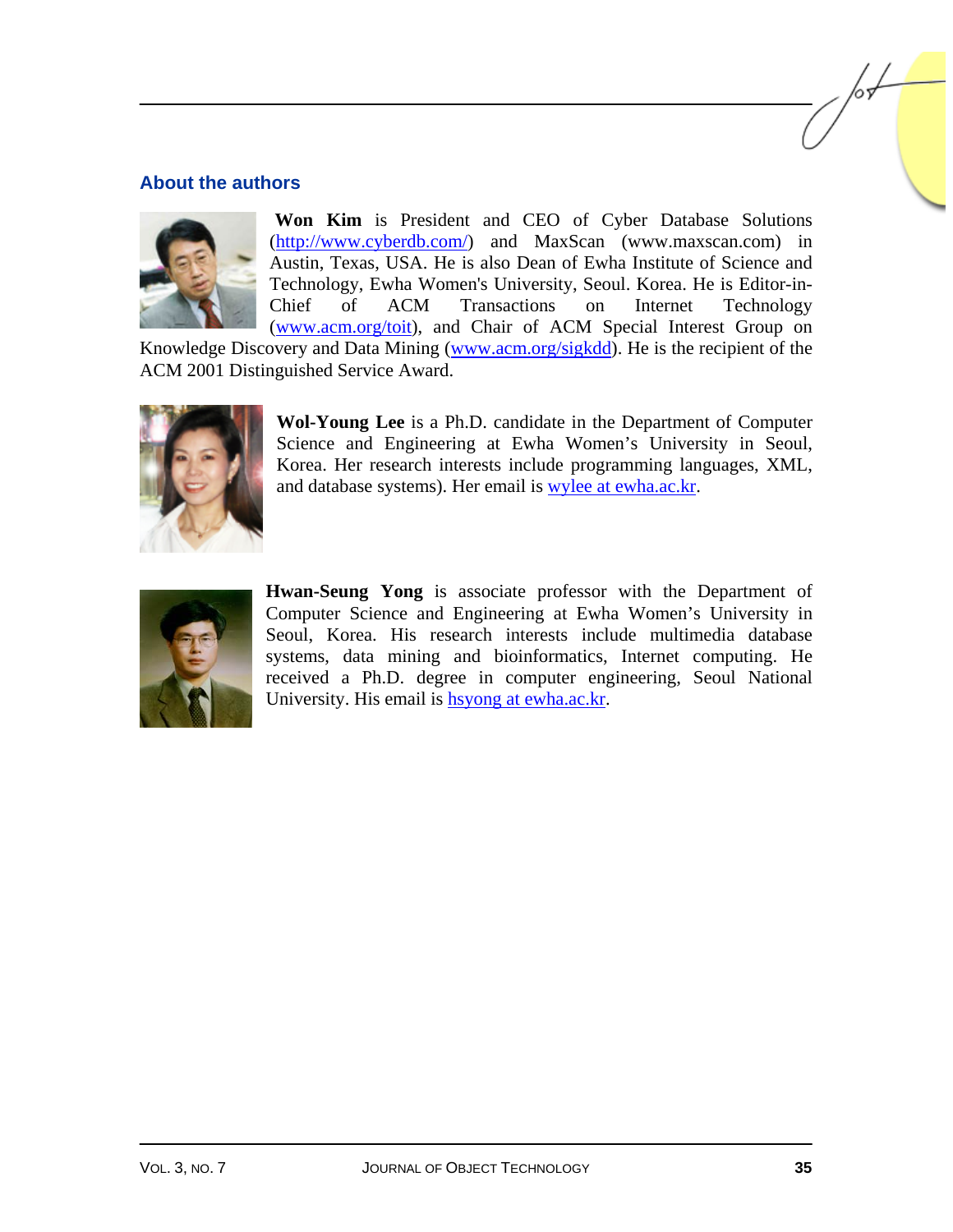## About the authors

**Won Kim** is President and CEO of Cyber Database Solutions (http://www.cyberdb.com/) and MaxScan (www.maxscan.com) in Austin, Texas, USA. He is also Dean of Ewha Institute of Science and Technology, Ewha Women's University, Seoul. Korea. He is Editor-in-Chief of ACM Transactions on Internet Technology (www.acm.org/toit), and Chair of ACM Special Interest Group on Knowledge Discovery and Data Mining (www.acm.org/sigkdd). He is the recipient of the ACM 2001 Distinguished Service Award.

**Wol-Young Lee** is a Ph.D. candidate in the Department of Computer Science and Engineering at Ewha Women's University in Seoul, Korea. Her research interests include programming languages, XML, and database systems). Her email is wylee at ewha.ac.kr.

**Hwan-Seung Yong** is associate professor with the Department of Computer Science and Engineering at Ewha Women's University in Seoul, Korea. His research interests include multimedia database systems, data mining and bioinformatics, Internet computing. He received a Ph.D. degree in computer engineering, Seoul National University. His email is hsyong at ewha.ac.kr.